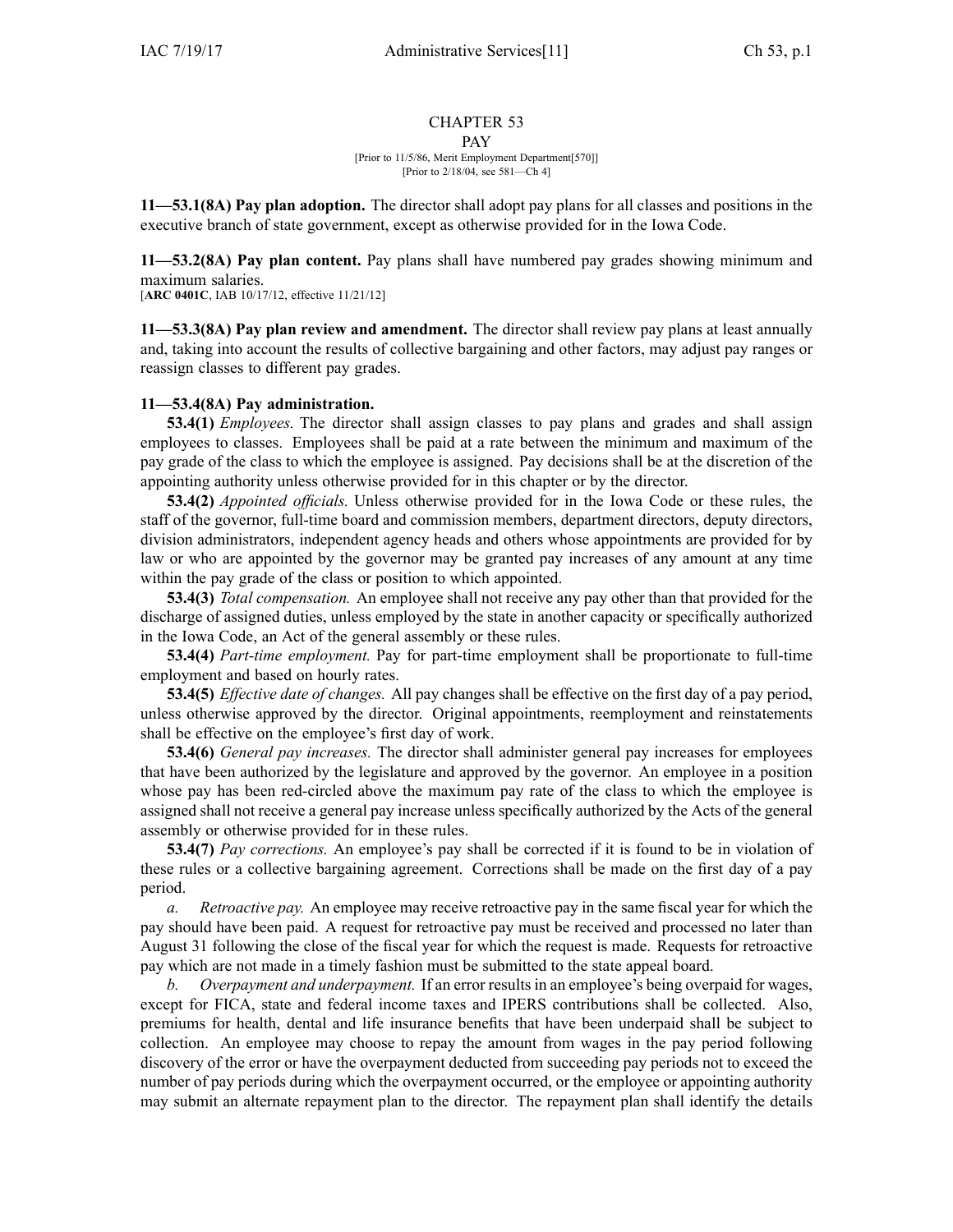# CHAPTER 53

## PAY

[Prior to 11/5/86, Merit Employment Department[570]]
[Prior to 2/18/04, see 581—Ch 4]

**11—53.1(8A) Pay plan adoption.** The director shall adopt pay plans for all classes and positions in the executive branch of state government, except as otherwise provided for in the Iowa Code.

**11—53.2(8A) Pay plan content.** Pay plans shall have numbered pay grades showing minimum and maximum salaries.
[**ARC 0401C**, IAB 10/17/12, effective 11/21/12]

**11—53.3(8A) Pay plan review and amendment.** The director shall review pay plans at least annually and, taking into account the results of collective bargaining and other factors, may adjust pay ranges or reassign classes to different pay grades.

**11—53.4(8A) Pay administration.**

**53.4(1)** *Employees.* The director shall assign classes to pay plans and grades and shall assign employees to classes. Employees shall be paid at a rate between the minimum and maximum of the pay grade of the class to which the employee is assigned. Pay decisions shall be at the discretion of the appointing authority unless otherwise provided for in this chapter or by the director.

**53.4(2)** *Appointed officials.* Unless otherwise provided for in the Iowa Code or these rules, the staff of the governor, full-time board and commission members, department directors, deputy directors, division administrators, independent agency heads and others whose appointments are provided for by law or who are appointed by the governor may be granted pay increases of any amount at any time within the pay grade of the class or position to which appointed.

**53.4(3)** *Total compensation.* An employee shall not receive any pay other than that provided for the discharge of assigned duties, unless employed by the state in another capacity or specifically authorized in the Iowa Code, an Act of the general assembly or these rules.

**53.4(4)** *Part-time employment.* Pay for part-time employment shall be proportionate to full-time employment and based on hourly rates.

**53.4(5)** *Effective date of changes.* All pay changes shall be effective on the first day of a pay period, unless otherwise approved by the director. Original appointments, reemployment and reinstatements shall be effective on the employee's first day of work.

**53.4(6)** *General pay increases.* The director shall administer general pay increases for employees that have been authorized by the legislature and approved by the governor. An employee in a position whose pay has been red-circled above the maximum pay rate of the class to which the employee is assigned shall not receive a general pay increase unless specifically authorized by the Acts of the general assembly or otherwise provided for in these rules.

**53.4(7)** *Pay corrections.* An employee's pay shall be corrected if it is found to be in violation of these rules or a collective bargaining agreement. Corrections shall be made on the first day of a pay period.

*a. Retroactive pay.* An employee may receive retroactive pay in the same fiscal year for which the pay should have been paid. A request for retroactive pay must be received and processed no later than August 31 following the close of the fiscal year for which the request is made. Requests for retroactive pay which are not made in a timely fashion must be submitted to the state appeal board.

*b. Overpayment and underpayment.* If an error results in an employee's being overpaid for wages, except for FICA, state and federal income taxes and IPERS contributions shall be collected. Also, premiums for health, dental and life insurance benefits that have been underpaid shall be subject to collection. An employee may choose to repay the amount from wages in the pay period following discovery of the error or have the overpayment deducted from succeeding pay periods not to exceed the number of pay periods during which the overpayment occurred, or the employee or appointing authority may submit an alternate repayment plan to the director. The repayment plan shall identify the details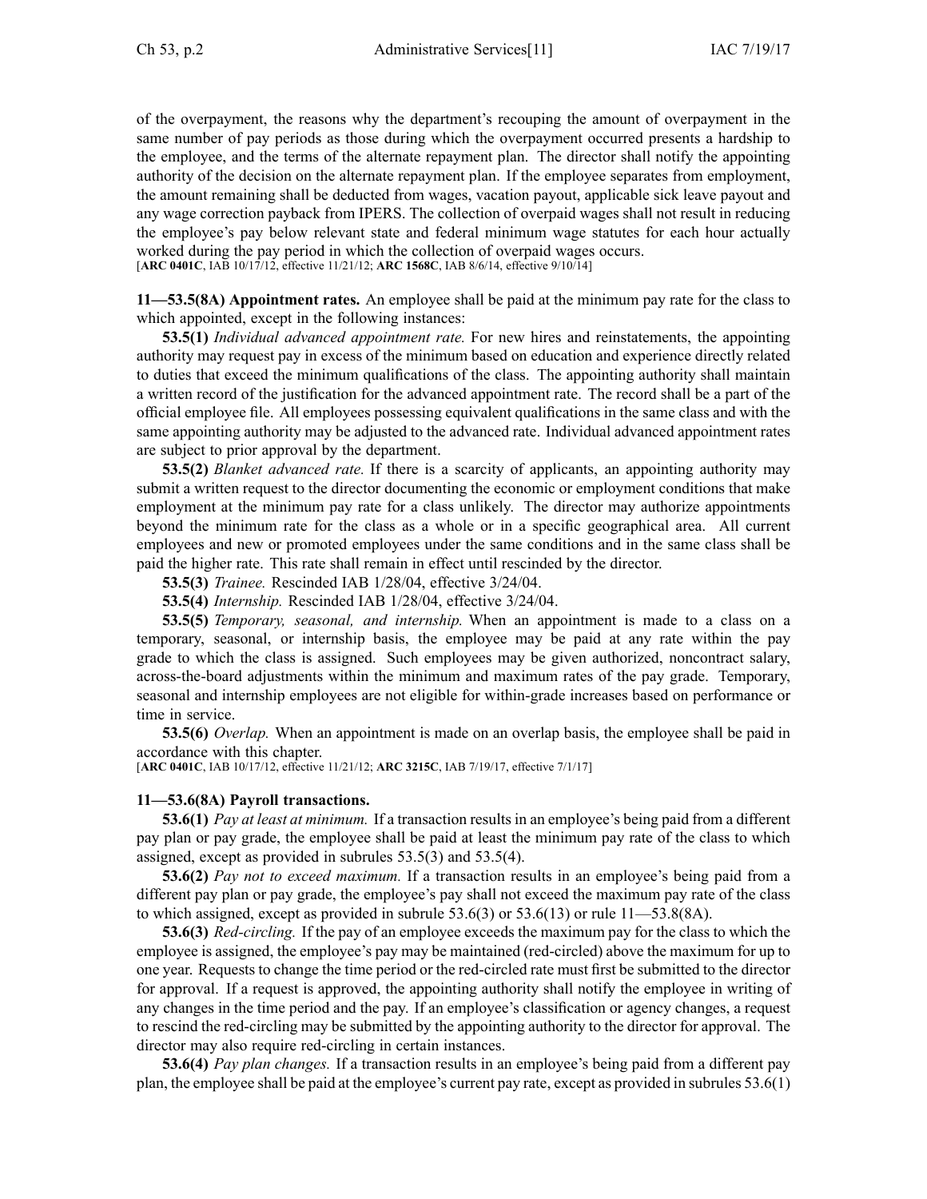of the overpayment, the reasons why the department's recouping the amount of overpayment in the same number of pay periods as those during which the overpayment occurred presents a hardship to the employee, and the terms of the alternate repayment plan. The director shall notify the appointing authority of the decision on the alternate repayment plan. If the employee separates from employment, the amount remaining shall be deducted from wages, vacation payout, applicable sick leave payout and any wage correction payback from IPERS. The collection of overpaid wages shall not result in reducing the employee's pay below relevant state and federal minimum wage statutes for each hour actually worked during the pay period in which the collection of overpaid wages occurs.
[**ARC 0401C**, IAB 10/17/12, effective 11/21/12; **ARC 1568C**, IAB 8/6/14, effective 9/10/14]

**11—53.5(8A) Appointment rates.** An employee shall be paid at the minimum pay rate for the class to which appointed, except in the following instances:

**53.5(1)** *Individual advanced appointment rate.* For new hires and reinstatements, the appointing authority may request pay in excess of the minimum based on education and experience directly related to duties that exceed the minimum qualifications of the class. The appointing authority shall maintain a written record of the justification for the advanced appointment rate. The record shall be a part of the official employee file. All employees possessing equivalent qualifications in the same class and with the same appointing authority may be adjusted to the advanced rate. Individual advanced appointment rates are subject to prior approval by the department.

**53.5(2)** *Blanket advanced rate.* If there is a scarcity of applicants, an appointing authority may submit a written request to the director documenting the economic or employment conditions that make employment at the minimum pay rate for a class unlikely. The director may authorize appointments beyond the minimum rate for the class as a whole or in a specific geographical area. All current employees and new or promoted employees under the same conditions and in the same class shall be paid the higher rate. This rate shall remain in effect until rescinded by the director.

**53.5(3)** *Trainee.* Rescinded IAB 1/28/04, effective 3/24/04.

**53.5(4)** *Internship.* Rescinded IAB 1/28/04, effective 3/24/04.

**53.5(5)** *Temporary, seasonal, and internship.* When an appointment is made to a class on a temporary, seasonal, or internship basis, the employee may be paid at any rate within the pay grade to which the class is assigned. Such employees may be given authorized, noncontract salary, across-the-board adjustments within the minimum and maximum rates of the pay grade. Temporary, seasonal and internship employees are not eligible for within-grade increases based on performance or time in service.

**53.5(6)** *Overlap.* When an appointment is made on an overlap basis, the employee shall be paid in accordance with this chapter.
[**ARC 0401C**, IAB 10/17/12, effective 11/21/12; **ARC 3215C**, IAB 7/19/17, effective 7/1/17]

**11—53.6(8A) Payroll transactions.**

**53.6(1)** *Pay at least at minimum.* If a transaction results in an employee's being paid from a different pay plan or pay grade, the employee shall be paid at least the minimum pay rate of the class to which assigned, except as provided in subrules 53.5(3) and 53.5(4).

**53.6(2)** *Pay not to exceed maximum.* If a transaction results in an employee's being paid from a different pay plan or pay grade, the employee's pay shall not exceed the maximum pay rate of the class to which assigned, except as provided in subrule 53.6(3) or 53.6(13) or rule 11—53.8(8A).

**53.6(3)** *Red-circling.* If the pay of an employee exceeds the maximum pay for the class to which the employee is assigned, the employee's pay may be maintained (red-circled) above the maximum for up to one year. Requests to change the time period or the red-circled rate must first be submitted to the director for approval. If a request is approved, the appointing authority shall notify the employee in writing of any changes in the time period and the pay. If an employee's classification or agency changes, a request to rescind the red-circling may be submitted by the appointing authority to the director for approval. The director may also require red-circling in certain instances.

**53.6(4)** *Pay plan changes.* If a transaction results in an employee's being paid from a different pay plan, the employee shall be paid at the employee's current pay rate, except as provided in subrules 53.6(1)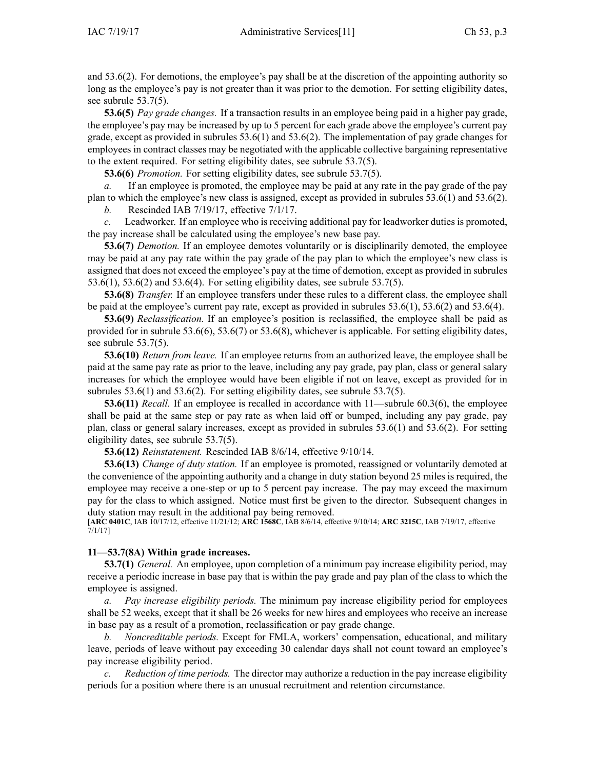and 53.6(2). For demotions, the employee's pay shall be at the discretion of the appointing authority so long as the employee's pay is not greater than it was prior to the demotion. For setting eligibility dates, see subrule 53.7(5).

**53.6(5)** *Pay grade changes.* If a transaction results in an employee being paid in a higher pay grade, the employee's pay may be increased by up to 5 percent for each grade above the employee's current pay grade, except as provided in subrules 53.6(1) and 53.6(2). The implementation of pay grade changes for employees in contract classes may be negotiated with the applicable collective bargaining representative to the extent required. For setting eligibility dates, see subrule 53.7(5).

**53.6(6)** *Promotion.* For setting eligibility dates, see subrule 53.7(5).

*a.* If an employee is promoted, the employee may be paid at any rate in the pay grade of the pay plan to which the employee's new class is assigned, except as provided in subrules 53.6(1) and 53.6(2).

*b.* Rescinded IAB 7/19/17, effective 7/1/17.

*c.* Leadworker. If an employee who is receiving additional pay for leadworker duties is promoted, the pay increase shall be calculated using the employee's new base pay.

**53.6(7)** *Demotion.* If an employee demotes voluntarily or is disciplinarily demoted, the employee may be paid at any pay rate within the pay grade of the pay plan to which the employee's new class is assigned that does not exceed the employee's pay at the time of demotion, except as provided in subrules 53.6(1), 53.6(2) and 53.6(4). For setting eligibility dates, see subrule 53.7(5).

**53.6(8)** *Transfer.* If an employee transfers under these rules to a different class, the employee shall be paid at the employee's current pay rate, except as provided in subrules 53.6(1), 53.6(2) and 53.6(4).

**53.6(9)** *Reclassification.* If an employee's position is reclassified, the employee shall be paid as provided for in subrule 53.6(6), 53.6(7) or 53.6(8), whichever is applicable. For setting eligibility dates, see subrule 53.7(5).

**53.6(10)** *Return from leave.* If an employee returns from an authorized leave, the employee shall be paid at the same pay rate as prior to the leave, including any pay grade, pay plan, class or general salary increases for which the employee would have been eligible if not on leave, except as provided for in subrules 53.6(1) and 53.6(2). For setting eligibility dates, see subrule 53.7(5).

**53.6(11)** *Recall.* If an employee is recalled in accordance with 11—subrule 60.3(6), the employee shall be paid at the same step or pay rate as when laid off or bumped, including any pay grade, pay plan, class or general salary increases, except as provided in subrules 53.6(1) and 53.6(2). For setting eligibility dates, see subrule 53.7(5).

**53.6(12)** *Reinstatement.* Rescinded IAB 8/6/14, effective 9/10/14.

**53.6(13)** *Change of duty station.* If an employee is promoted, reassigned or voluntarily demoted at the convenience of the appointing authority and a change in duty station beyond 25 miles is required, the employee may receive a one-step or up to 5 percent pay increase. The pay may exceed the maximum pay for the class to which assigned. Notice must first be given to the director. Subsequent changes in duty station may result in the additional pay being removed.

[**ARC 0401C**, IAB 10/17/12, effective 11/21/12; **ARC 1568C**, IAB 8/6/14, effective 9/10/14; **ARC 3215C**, IAB 7/19/17, effective 7/1/17]

### 11—53.7(8A) Within grade increases.

**53.7(1)** *General.* An employee, upon completion of a minimum pay increase eligibility period, may receive a periodic increase in base pay that is within the pay grade and pay plan of the class to which the employee is assigned.

*a. Pay increase eligibility periods.* The minimum pay increase eligibility period for employees shall be 52 weeks, except that it shall be 26 weeks for new hires and employees who receive an increase in base pay as a result of a promotion, reclassification or pay grade change.

*b. Noncreditable periods.* Except for FMLA, workers' compensation, educational, and military leave, periods of leave without pay exceeding 30 calendar days shall not count toward an employee's pay increase eligibility period.

*c. Reduction of time periods.* The director may authorize a reduction in the pay increase eligibility periods for a position where there is an unusual recruitment and retention circumstance.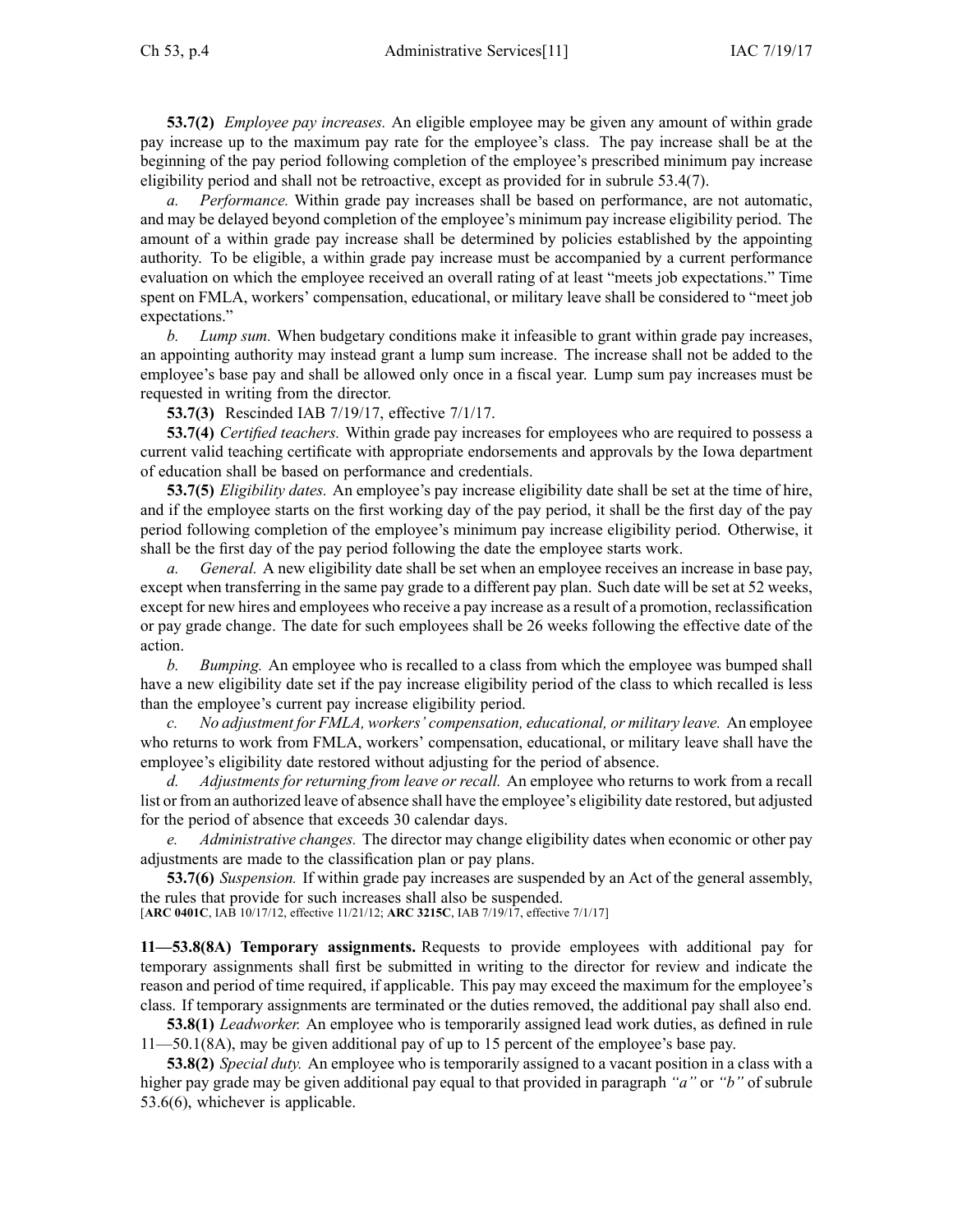**53.7(2)** *Employee pay increases.* An eligible employee may be given any amount of within grade pay increase up to the maximum pay rate for the employee's class. The pay increase shall be at the beginning of the pay period following completion of the employee's prescribed minimum pay increase eligibility period and shall not be retroactive, except as provided for in subrule 53.4(7).

*a. Performance.* Within grade pay increases shall be based on performance, are not automatic, and may be delayed beyond completion of the employee's minimum pay increase eligibility period. The amount of a within grade pay increase shall be determined by policies established by the appointing authority. To be eligible, a within grade pay increase must be accompanied by a current performance evaluation on which the employee received an overall rating of at least "meets job expectations." Time spent on FMLA, workers' compensation, educational, or military leave shall be considered to "meet job expectations."

*b. Lump sum.* When budgetary conditions make it infeasible to grant within grade pay increases, an appointing authority may instead grant a lump sum increase. The increase shall not be added to the employee's base pay and shall be allowed only once in a fiscal year. Lump sum pay increases must be requested in writing from the director.

**53.7(3)** Rescinded IAB 7/19/17, effective 7/1/17.

**53.7(4)** *Certified teachers.* Within grade pay increases for employees who are required to possess a current valid teaching certificate with appropriate endorsements and approvals by the Iowa department of education shall be based on performance and credentials.

**53.7(5)** *Eligibility dates.* An employee's pay increase eligibility date shall be set at the time of hire, and if the employee starts on the first working day of the pay period, it shall be the first day of the pay period following completion of the employee's minimum pay increase eligibility period. Otherwise, it shall be the first day of the pay period following the date the employee starts work.

*a. General.* A new eligibility date shall be set when an employee receives an increase in base pay, except when transferring in the same pay grade to a different pay plan. Such date will be set at 52 weeks, except for new hires and employees who receive a pay increase as a result of a promotion, reclassification or pay grade change. The date for such employees shall be 26 weeks following the effective date of the action.

*b. Bumping.* An employee who is recalled to a class from which the employee was bumped shall have a new eligibility date set if the pay increase eligibility period of the class to which recalled is less than the employee's current pay increase eligibility period.

*c. No adjustment for FMLA, workers' compensation, educational, or military leave.* An employee who returns to work from FMLA, workers' compensation, educational, or military leave shall have the employee's eligibility date restored without adjusting for the period of absence.

*d. Adjustments for returning from leave or recall.* An employee who returns to work from a recall list or from an authorized leave of absence shall have the employee's eligibility date restored, but adjusted for the period of absence that exceeds 30 calendar days.

*e. Administrative changes.* The director may change eligibility dates when economic or other pay adjustments are made to the classification plan or pay plans.

**53.7(6)** *Suspension.* If within grade pay increases are suspended by an Act of the general assembly, the rules that provide for such increases shall also be suspended.
[**ARC 0401C**, IAB 10/17/12, effective 11/21/12; **ARC 3215C**, IAB 7/19/17, effective 7/1/17]

**11—53.8(8A) Temporary assignments.** Requests to provide employees with additional pay for temporary assignments shall first be submitted in writing to the director for review and indicate the reason and period of time required, if applicable. This pay may exceed the maximum for the employee's class. If temporary assignments are terminated or the duties removed, the additional pay shall also end.

**53.8(1)** *Leadworker.* An employee who is temporarily assigned lead work duties, as defined in rule 11—50.1(8A), may be given additional pay of up to 15 percent of the employee's base pay.

**53.8(2)** *Special duty.* An employee who is temporarily assigned to a vacant position in a class with a higher pay grade may be given additional pay equal to that provided in paragraph *"a"* or *"b"* of subrule 53.6(6), whichever is applicable.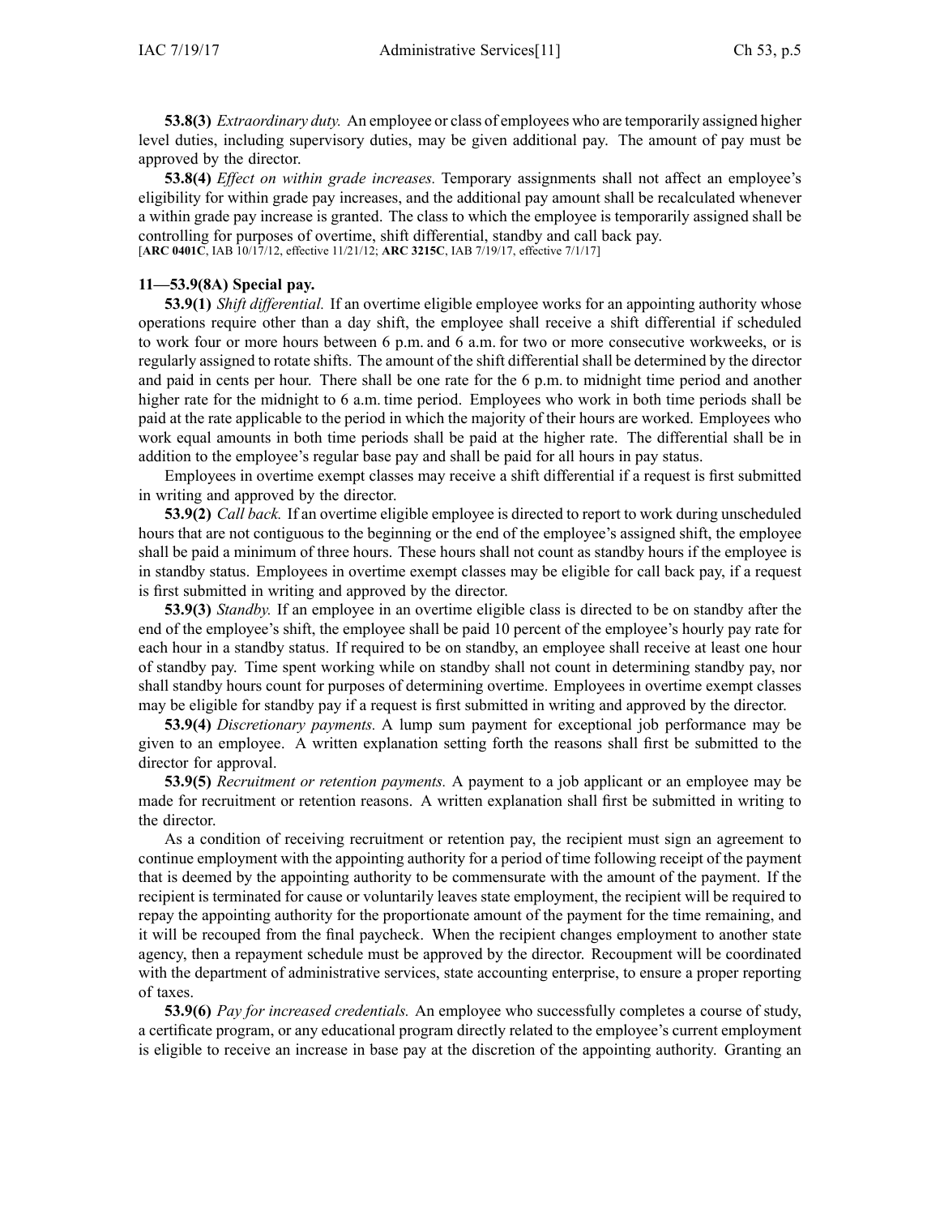**53.8(3)** *Extraordinary duty.* An employee or class of employees who are temporarily assigned higher level duties, including supervisory duties, may be given additional pay. The amount of pay must be approved by the director.

**53.8(4)** *Effect on within grade increases.* Temporary assignments shall not affect an employee's eligibility for within grade pay increases, and the additional pay amount shall be recalculated whenever a within grade pay increase is granted. The class to which the employee is temporarily assigned shall be controlling for purposes of overtime, shift differential, standby and call back pay.
[**ARC 0401C**, IAB 10/17/12, effective 11/21/12; **ARC 3215C**, IAB 7/19/17, effective 7/1/17]

### 11—53.9(8A) Special pay.

**53.9(1)** *Shift differential.* If an overtime eligible employee works for an appointing authority whose operations require other than a day shift, the employee shall receive a shift differential if scheduled to work four or more hours between 6 p.m. and 6 a.m. for two or more consecutive workweeks, or is regularly assigned to rotate shifts. The amount of the shift differential shall be determined by the director and paid in cents per hour. There shall be one rate for the 6 p.m. to midnight time period and another higher rate for the midnight to 6 a.m. time period. Employees who work in both time periods shall be paid at the rate applicable to the period in which the majority of their hours are worked. Employees who work equal amounts in both time periods shall be paid at the higher rate. The differential shall be in addition to the employee's regular base pay and shall be paid for all hours in pay status.

Employees in overtime exempt classes may receive a shift differential if a request is first submitted in writing and approved by the director.

**53.9(2)** *Call back.* If an overtime eligible employee is directed to report to work during unscheduled hours that are not contiguous to the beginning or the end of the employee's assigned shift, the employee shall be paid a minimum of three hours. These hours shall not count as standby hours if the employee is in standby status. Employees in overtime exempt classes may be eligible for call back pay, if a request is first submitted in writing and approved by the director.

**53.9(3)** *Standby.* If an employee in an overtime eligible class is directed to be on standby after the end of the employee's shift, the employee shall be paid 10 percent of the employee's hourly pay rate for each hour in a standby status. If required to be on standby, an employee shall receive at least one hour of standby pay. Time spent working while on standby shall not count in determining standby pay, nor shall standby hours count for purposes of determining overtime. Employees in overtime exempt classes may be eligible for standby pay if a request is first submitted in writing and approved by the director.

**53.9(4)** *Discretionary payments.* A lump sum payment for exceptional job performance may be given to an employee. A written explanation setting forth the reasons shall first be submitted to the director for approval.

**53.9(5)** *Recruitment or retention payments.* A payment to a job applicant or an employee may be made for recruitment or retention reasons. A written explanation shall first be submitted in writing to the director.

As a condition of receiving recruitment or retention pay, the recipient must sign an agreement to continue employment with the appointing authority for a period of time following receipt of the payment that is deemed by the appointing authority to be commensurate with the amount of the payment. If the recipient is terminated for cause or voluntarily leaves state employment, the recipient will be required to repay the appointing authority for the proportionate amount of the payment for the time remaining, and it will be recouped from the final paycheck. When the recipient changes employment to another state agency, then a repayment schedule must be approved by the director. Recoupment will be coordinated with the department of administrative services, state accounting enterprise, to ensure a proper reporting of taxes.

**53.9(6)** *Pay for increased credentials.* An employee who successfully completes a course of study, a certificate program, or any educational program directly related to the employee's current employment is eligible to receive an increase in base pay at the discretion of the appointing authority. Granting an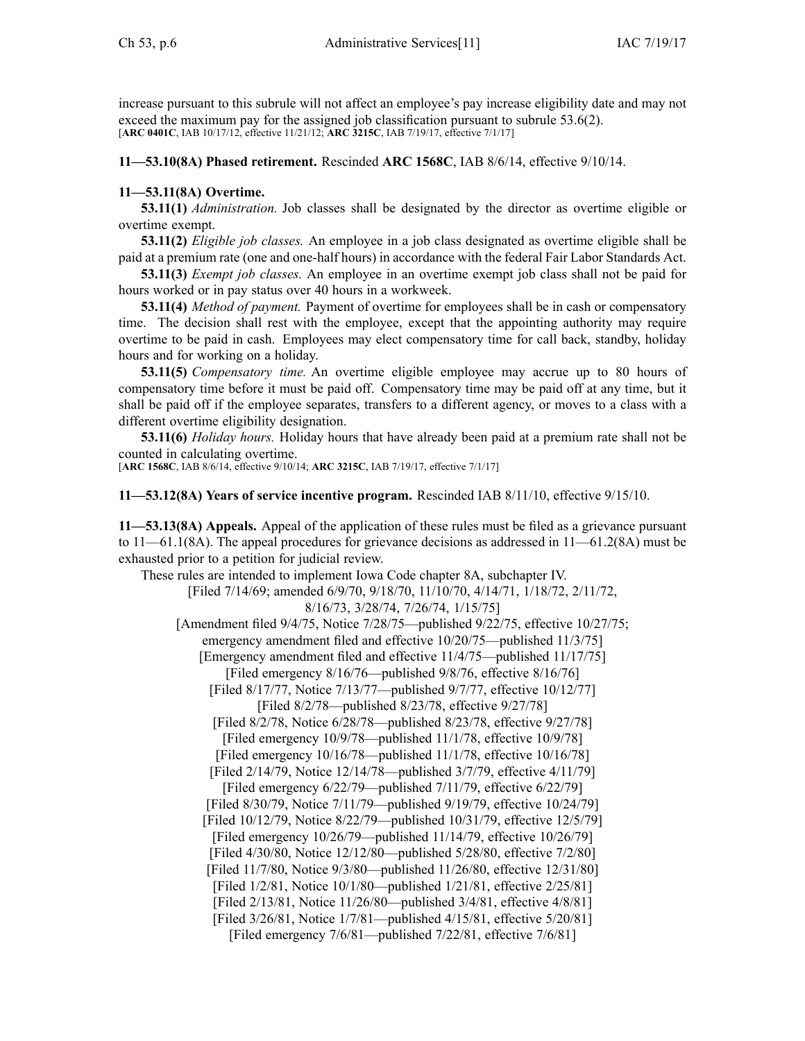increase pursuant to this subrule will not affect an employee's pay increase eligibility date and may not exceed the maximum pay for the assigned job classification pursuant to subrule 53.6(2).
[**ARC 0401C**, IAB 10/17/12, effective 11/21/12; **ARC 3215C**, IAB 7/19/17, effective 7/1/17]

**11—53.10(8A) Phased retirement.** Rescinded **ARC 1568C**, IAB 8/6/14, effective 9/10/14.

**11—53.11(8A) Overtime.**

**53.11(1)** *Administration.* Job classes shall be designated by the director as overtime eligible or overtime exempt.

**53.11(2)** *Eligible job classes.* An employee in a job class designated as overtime eligible shall be paid at a premium rate (one and one-half hours) in accordance with the federal Fair Labor Standards Act.

**53.11(3)** *Exempt job classes.* An employee in an overtime exempt job class shall not be paid for hours worked or in pay status over 40 hours in a workweek.

**53.11(4)** *Method of payment.* Payment of overtime for employees shall be in cash or compensatory time. The decision shall rest with the employee, except that the appointing authority may require overtime to be paid in cash. Employees may elect compensatory time for call back, standby, holiday hours and for working on a holiday.

**53.11(5)** *Compensatory time.* An overtime eligible employee may accrue up to 80 hours of compensatory time before it must be paid off. Compensatory time may be paid off at any time, but it shall be paid off if the employee separates, transfers to a different agency, or moves to a class with a different overtime eligibility designation.

**53.11(6)** *Holiday hours.* Holiday hours that have already been paid at a premium rate shall not be counted in calculating overtime.
[**ARC 1568C**, IAB 8/6/14, effective 9/10/14; **ARC 3215C**, IAB 7/19/17, effective 7/1/17]

**11—53.12(8A) Years of service incentive program.** Rescinded IAB 8/11/10, effective 9/15/10.

**11—53.13(8A) Appeals.** Appeal of the application of these rules must be filed as a grievance pursuant to 11—61.1(8A). The appeal procedures for grievance decisions as addressed in 11—61.2(8A) must be exhausted prior to a petition for judicial review.

These rules are intended to implement Iowa Code chapter 8A, subchapter IV.

[Filed 7/14/69; amended 6/9/70, 9/18/70, 11/10/70, 4/14/71, 1/18/72, 2/11/72, 8/16/73, 3/28/74, 7/26/74, 1/15/75]
[Amendment filed 9/4/75, Notice 7/28/75—published 9/22/75, effective 10/27/75; emergency amendment filed and effective 10/20/75—published 11/3/75]
[Emergency amendment filed and effective 11/4/75—published 11/17/75]
[Filed emergency 8/16/76—published 9/8/76, effective 8/16/76]
[Filed 8/17/77, Notice 7/13/77—published 9/7/77, effective 10/12/77]
[Filed 8/2/78—published 8/23/78, effective 9/27/78]
[Filed 8/2/78, Notice 6/28/78—published 8/23/78, effective 9/27/78]
[Filed emergency 10/9/78—published 11/1/78, effective 10/9/78]
[Filed emergency 10/16/78—published 11/1/78, effective 10/16/78]
[Filed 2/14/79, Notice 12/14/78—published 3/7/79, effective 4/11/79]
[Filed emergency 6/22/79—published 7/11/79, effective 6/22/79]
[Filed 8/30/79, Notice 7/11/79—published 9/19/79, effective 10/24/79]
[Filed 10/12/79, Notice 8/22/79—published 10/31/79, effective 12/5/79]
[Filed emergency 10/26/79—published 11/14/79, effective 10/26/79]
[Filed 4/30/80, Notice 12/12/80—published 5/28/80, effective 7/2/80]
[Filed 11/7/80, Notice 9/3/80—published 11/26/80, effective 12/31/80]
[Filed 1/2/81, Notice 10/1/80—published 1/21/81, effective 2/25/81]
[Filed 2/13/81, Notice 11/26/80—published 3/4/81, effective 4/8/81]
[Filed 3/26/81, Notice 1/7/81—published 4/15/81, effective 5/20/81]
[Filed emergency 7/6/81—published 7/22/81, effective 7/6/81]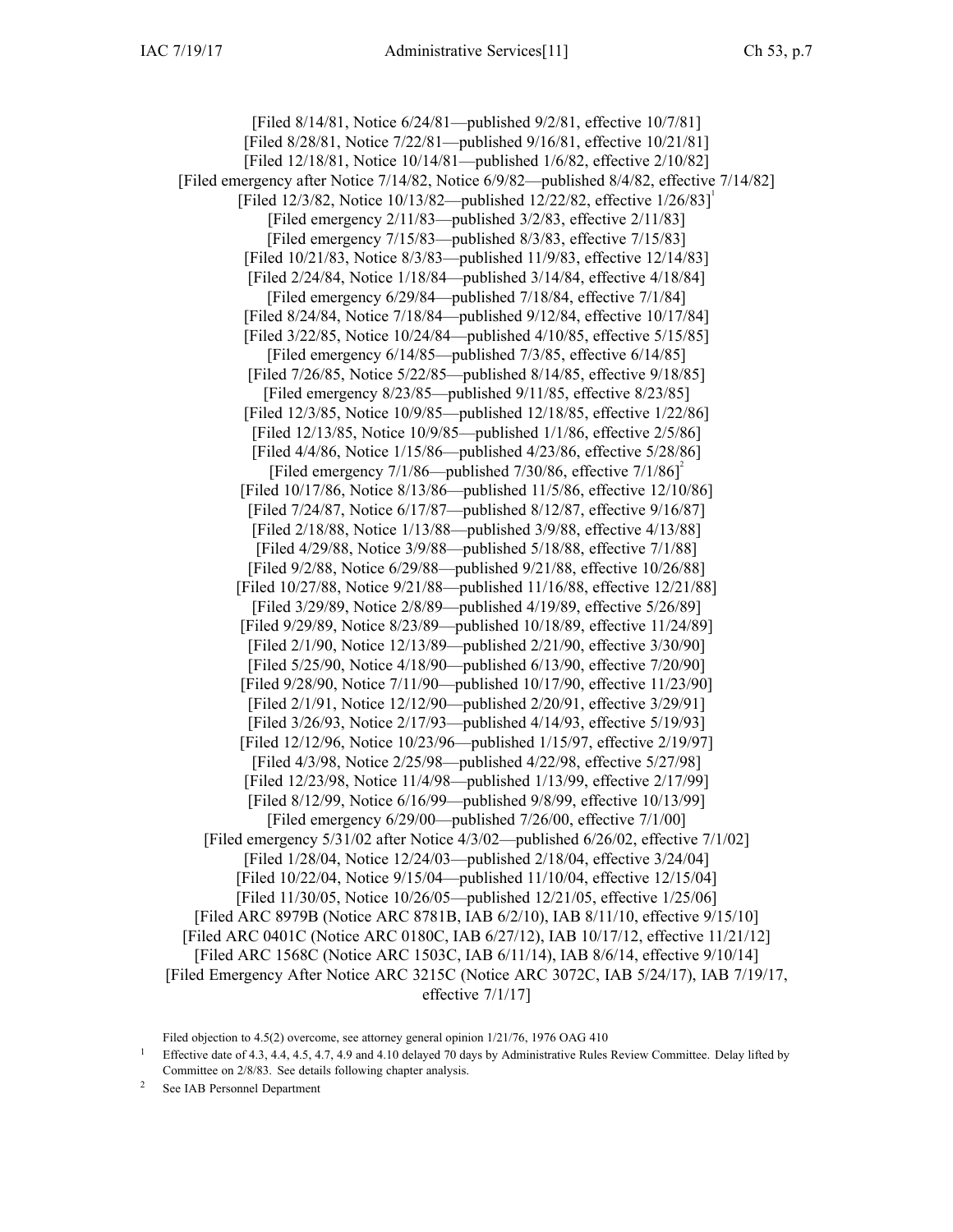[Filed 8/14/81, Notice 6/24/81—published 9/2/81, effective 10/7/81]
[Filed 8/28/81, Notice 7/22/81—published 9/16/81, effective 10/21/81]
[Filed 12/18/81, Notice 10/14/81—published 1/6/82, effective 2/10/82]
[Filed emergency after Notice 7/14/82, Notice 6/9/82—published 8/4/82, effective 7/14/82]
[Filed 12/3/82, Notice 10/13/82—published 12/22/82, effective 1/26/83][1]
[Filed emergency 2/11/83—published 3/2/83, effective 2/11/83]
[Filed emergency 7/15/83—published 8/3/83, effective 7/15/83]
[Filed 10/21/83, Notice 8/3/83—published 11/9/83, effective 12/14/83]
[Filed 2/24/84, Notice 1/18/84—published 3/14/84, effective 4/18/84]
[Filed emergency 6/29/84—published 7/18/84, effective 7/1/84]
[Filed 8/24/84, Notice 7/18/84—published 9/12/84, effective 10/17/84]
[Filed 3/22/85, Notice 10/24/84—published 4/10/85, effective 5/15/85]
[Filed emergency 6/14/85—published 7/3/85, effective 6/14/85]
[Filed 7/26/85, Notice 5/22/85—published 8/14/85, effective 9/18/85]
[Filed emergency 8/23/85—published 9/11/85, effective 8/23/85]
[Filed 12/3/85, Notice 10/9/85—published 12/18/85, effective 1/22/86]
[Filed 12/13/85, Notice 10/9/85—published 1/1/86, effective 2/5/86]
[Filed 4/4/86, Notice 1/15/86—published 4/23/86, effective 5/28/86]
[Filed emergency 7/1/86—published 7/30/86, effective 7/1/86][2]
[Filed 10/17/86, Notice 8/13/86—published 11/5/86, effective 12/10/86]
[Filed 7/24/87, Notice 6/17/87—published 8/12/87, effective 9/16/87]
[Filed 2/18/88, Notice 1/13/88—published 3/9/88, effective 4/13/88]
[Filed 4/29/88, Notice 3/9/88—published 5/18/88, effective 7/1/88]
[Filed 9/2/88, Notice 6/29/88—published 9/21/88, effective 10/26/88]
[Filed 10/27/88, Notice 9/21/88—published 11/16/88, effective 12/21/88]
[Filed 3/29/89, Notice 2/8/89—published 4/19/89, effective 5/26/89]
[Filed 9/29/89, Notice 8/23/89—published 10/18/89, effective 11/24/89]
[Filed 2/1/90, Notice 12/13/89—published 2/21/90, effective 3/30/90]
[Filed 5/25/90, Notice 4/18/90—published 6/13/90, effective 7/20/90]
[Filed 9/28/90, Notice 7/11/90—published 10/17/90, effective 11/23/90]
[Filed 2/1/91, Notice 12/12/90—published 2/20/91, effective 3/29/91]
[Filed 3/26/93, Notice 2/17/93—published 4/14/93, effective 5/19/93]
[Filed 12/12/96, Notice 10/23/96—published 1/15/97, effective 2/19/97]
[Filed 4/3/98, Notice 2/25/98—published 4/22/98, effective 5/27/98]
[Filed 12/23/98, Notice 11/4/98—published 1/13/99, effective 2/17/99]
[Filed 8/12/99, Notice 6/16/99—published 9/8/99, effective 10/13/99]
[Filed emergency 6/29/00—published 7/26/00, effective 7/1/00]
[Filed emergency 5/31/02 after Notice 4/3/02—published 6/26/02, effective 7/1/02]
[Filed 1/28/04, Notice 12/24/03—published 2/18/04, effective 3/24/04]
[Filed 10/22/04, Notice 9/15/04—published 11/10/04, effective 12/15/04]
[Filed 11/30/05, Notice 10/26/05—published 12/21/05, effective 1/25/06]
[Filed ARC 8979B (Notice ARC 8781B, IAB 6/2/10), IAB 8/11/10, effective 9/15/10]
[Filed ARC 0401C (Notice ARC 0180C, IAB 6/27/12), IAB 10/17/12, effective 11/21/12]
[Filed ARC 1568C (Notice ARC 1503C, IAB 6/11/14), IAB 8/6/14, effective 9/10/14]
[Filed Emergency After Notice ARC 3215C (Notice ARC 3072C, IAB 5/24/17), IAB 7/19/17, effective 7/1/17]

Filed objection to 4.5(2) overcome, see attorney general opinion 1/21/76, 1976 OAG 410

[1] Effective date of 4.3, 4.4, 4.5, 4.7, 4.9 and 4.10 delayed 70 days by Administrative Rules Review Committee. Delay lifted by Committee on 2/8/83. See details following chapter analysis.

[2] See IAB Personnel Department